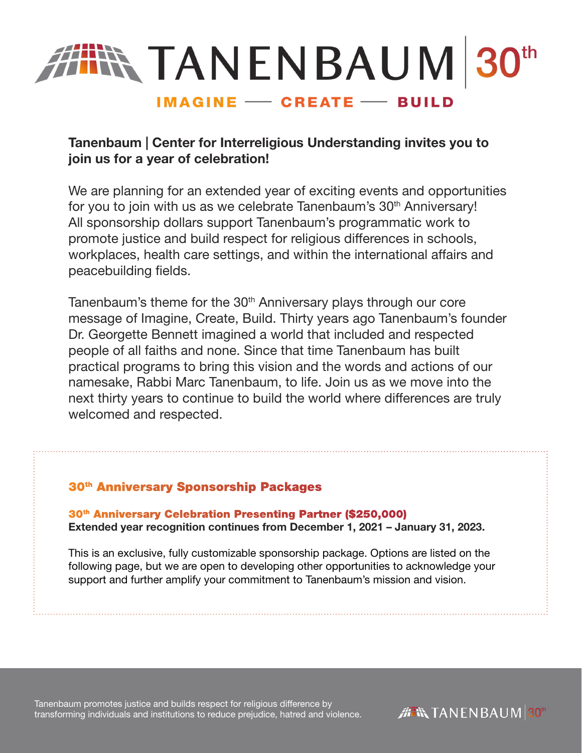# TANENBAUM | 30th

**IMAGINE — CREATE — BUILD**

**Tanenbaum | Center for Interreligious Understanding invites you to join us for a year of celebration!**

We are planning for an extended year of exciting events and opportunities for you to join with us as we celebrate Tanenbaum's 30th Anniversary! All sponsorship dollars support Tanenbaum's programmatic work to promote justice and build respect for religious differences in schools, workplaces, health care settings, and within the international affairs and peacebuilding fields.

Tanenbaum's theme for the 30th Anniversary plays through our core message of Imagine, Create, Build. Thirty years ago Tanenbaum's founder Dr. Georgette Bennett imagined a world that included and respected people of all faiths and none. Since that time Tanenbaum has built practical programs to bring this vision and the words and actions of our namesake, Rabbi Marc Tanenbaum, to life. Join us as we move into the next thirty years to continue to build the world where differences are truly welcomed and respected.

## 30th Anniversary Sponsorship Packages

### 30th Anniversary Celebration Presenting Partner ($250,000)

**Extended year recognition continues from December 1, 2021 – January 31, 2023.**

This is an exclusive, fully customizable sponsorship package. Options are listed on the following page, but we are open to developing other opportunities to acknowledge your support and further amplify your commitment to Tanenbaum's mission and vision.

Tanenbaum promotes justice and builds respect for religious difference by transforming individuals and institutions to reduce prejudice, hatred and violence.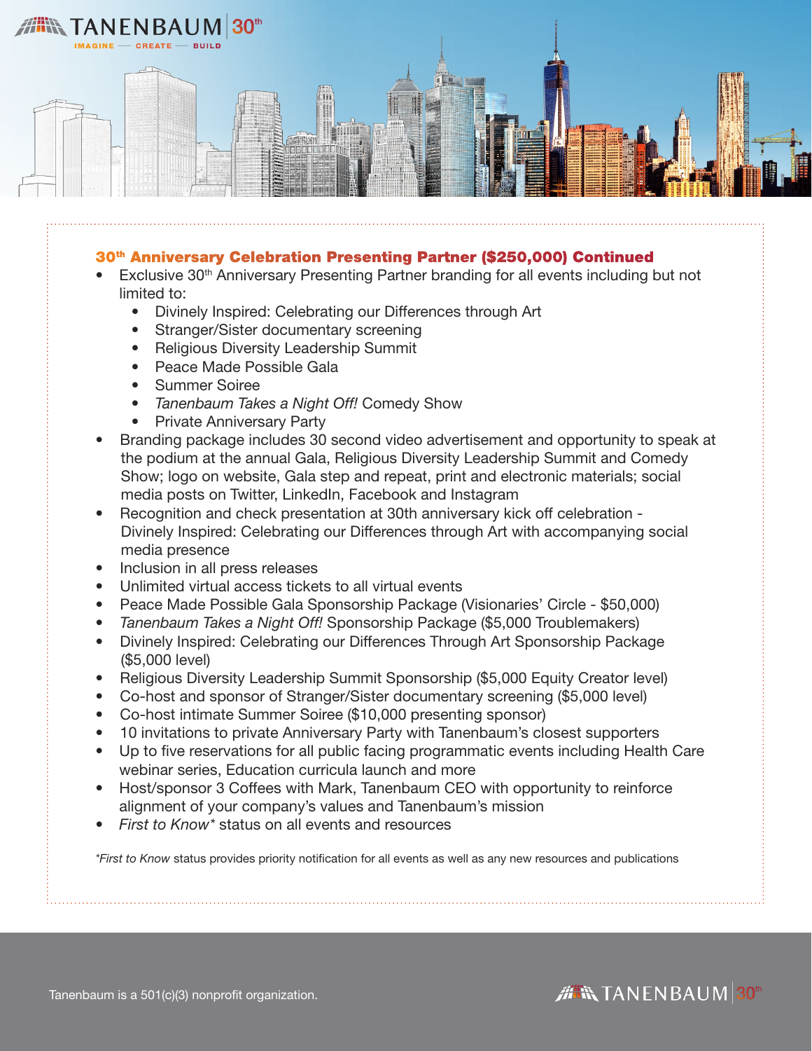## 30th Anniversary Celebration Presenting Partner ($250,000) Continued

- Exclusive 30th Anniversary Presenting Partner branding for all events including but not limited to:
  - Divinely Inspired: Celebrating our Differences through Art
  - Stranger/Sister documentary screening
  - Religious Diversity Leadership Summit
  - Peace Made Possible Gala
  - Summer Soiree
  - *Tanenbaum Takes a Night Off!* Comedy Show
  - Private Anniversary Party
- Branding package includes 30 second video advertisement and opportunity to speak at the podium at the annual Gala, Religious Diversity Leadership Summit and Comedy Show; logo on website, Gala step and repeat, print and electronic materials; social media posts on Twitter, LinkedIn, Facebook and Instagram
- Recognition and check presentation at 30th anniversary kick off celebration - Divinely Inspired: Celebrating our Differences through Art with accompanying social media presence
- Inclusion in all press releases
- Unlimited virtual access tickets to all virtual events
- Peace Made Possible Gala Sponsorship Package (Visionaries' Circle - $50,000)
- *Tanenbaum Takes a Night Off!* Sponsorship Package ($5,000 Troublemakers)
- Divinely Inspired: Celebrating our Differences Through Art Sponsorship Package ($5,000 level)
- Religious Diversity Leadership Summit Sponsorship ($5,000 Equity Creator level)
- Co-host and sponsor of Stranger/Sister documentary screening ($5,000 level)
- Co-host intimate Summer Soiree ($10,000 presenting sponsor)
- 10 invitations to private Anniversary Party with Tanenbaum's closest supporters
- Up to five reservations for all public facing programmatic events including Health Care webinar series, Education curricula launch and more
- Host/sponsor 3 Coffees with Mark, Tanenbaum CEO with opportunity to reinforce alignment of your company's values and Tanenbaum's mission
- *First to Know** status on all events and resources

**First to Know* status provides priority notification for all events as well as any new resources and publications

Tanenbaum is a 501(c)(3) nonprofit organization.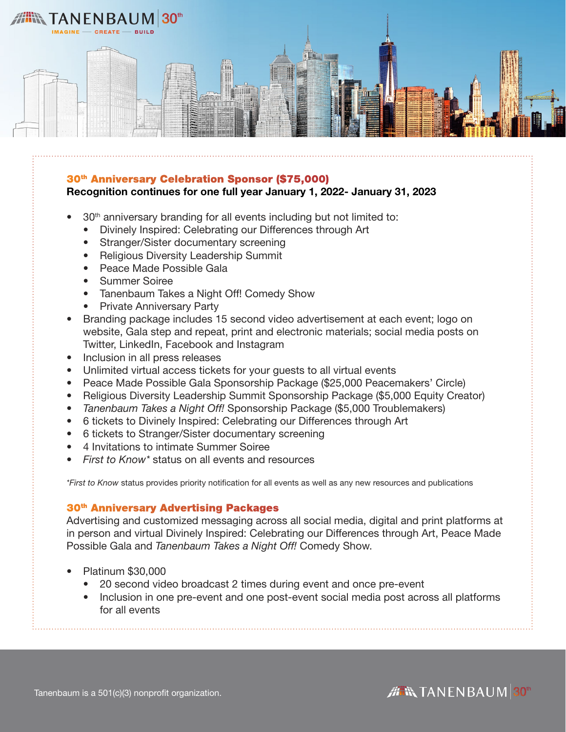## 30th Anniversary Celebration Sponsor ($75,000)

**Recognition continues for one full year January 1, 2022- January 31, 2023**

- 30th anniversary branding for all events including but not limited to:
  - Divinely Inspired: Celebrating our Differences through Art
  - Stranger/Sister documentary screening
  - Religious Diversity Leadership Summit
  - Peace Made Possible Gala
  - Summer Soiree
  - Tanenbaum Takes a Night Off! Comedy Show
  - Private Anniversary Party
- Branding package includes 15 second video advertisement at each event; logo on website, Gala step and repeat, print and electronic materials; social media posts on Twitter, LinkedIn, Facebook and Instagram
- Inclusion in all press releases
- Unlimited virtual access tickets for your guests to all virtual events
- Peace Made Possible Gala Sponsorship Package ($25,000 Peacemakers' Circle)
- Religious Diversity Leadership Summit Sponsorship Package ($5,000 Equity Creator)
- *Tanenbaum Takes a Night Off!* Sponsorship Package ($5,000 Troublemakers)
- 6 tickets to Divinely Inspired: Celebrating our Differences through Art
- 6 tickets to Stranger/Sister documentary screening
- 4 Invitations to intimate Summer Soiree
- *First to Know** status on all events and resources

**First to Know* status provides priority notification for all events as well as any new resources and publications

## 30th Anniversary Advertising Packages

Advertising and customized messaging across all social media, digital and print platforms at in person and virtual Divinely Inspired: Celebrating our Differences through Art, Peace Made Possible Gala and *Tanenbaum Takes a Night Off!* Comedy Show.

- Platinum $30,000
  - 20 second video broadcast 2 times during event and once pre-event
  - Inclusion in one pre-event and one post-event social media post across all platforms for all events

Tanenbaum is a 501(c)(3) nonprofit organization.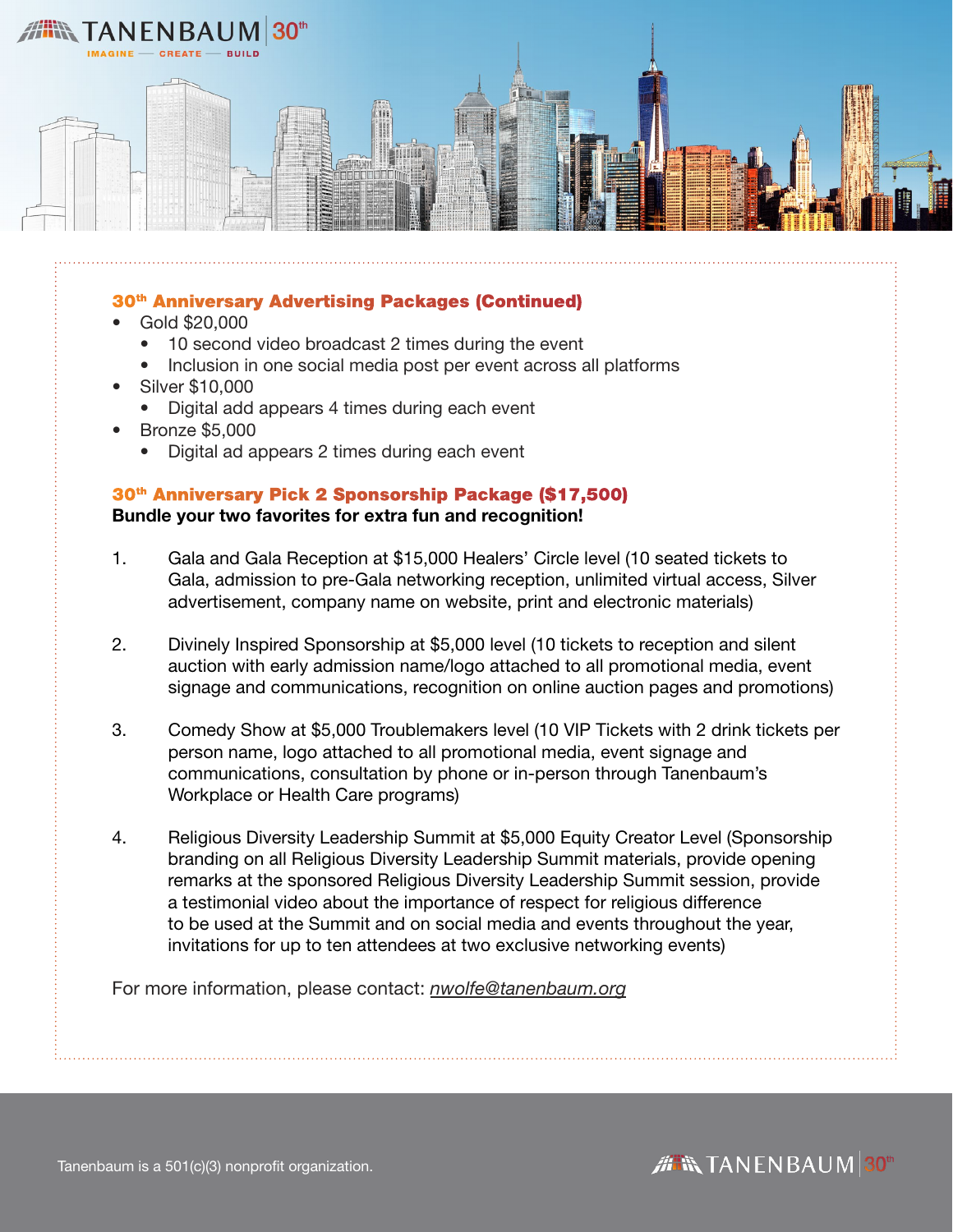## 30th Anniversary Advertising Packages (Continued)

- Gold $20,000
  - 10 second video broadcast 2 times during the event
  - Inclusion in one social media post per event across all platforms
- Silver $10,000
  - Digital add appears 4 times during each event
- Bronze $5,000
  - Digital ad appears 2 times during each event

## 30th Anniversary Pick 2 Sponsorship Package ($17,500)

**Bundle your two favorites for extra fun and recognition!**

1. Gala and Gala Reception at $15,000 Healers' Circle level (10 seated tickets to Gala, admission to pre-Gala networking reception, unlimited virtual access, Silver advertisement, company name on website, print and electronic materials)

2. Divinely Inspired Sponsorship at $5,000 level (10 tickets to reception and silent auction with early admission name/logo attached to all promotional media, event signage and communications, recognition on online auction pages and promotions)

3. Comedy Show at $5,000 Troublemakers level (10 VIP Tickets with 2 drink tickets per person name, logo attached to all promotional media, event signage and communications, consultation by phone or in-person through Tanenbaum's Workplace or Health Care programs)

4. Religious Diversity Leadership Summit at $5,000 Equity Creator Level (Sponsorship branding on all Religious Diversity Leadership Summit materials, provide opening remarks at the sponsored Religious Diversity Leadership Summit session, provide a testimonial video about the importance of respect for religious difference to be used at the Summit and on social media and events throughout the year, invitations for up to ten attendees at two exclusive networking events)

For more information, please contact: *nwolfe@tanenbaum.org*

Tanenbaum is a 501(c)(3) nonprofit organization.